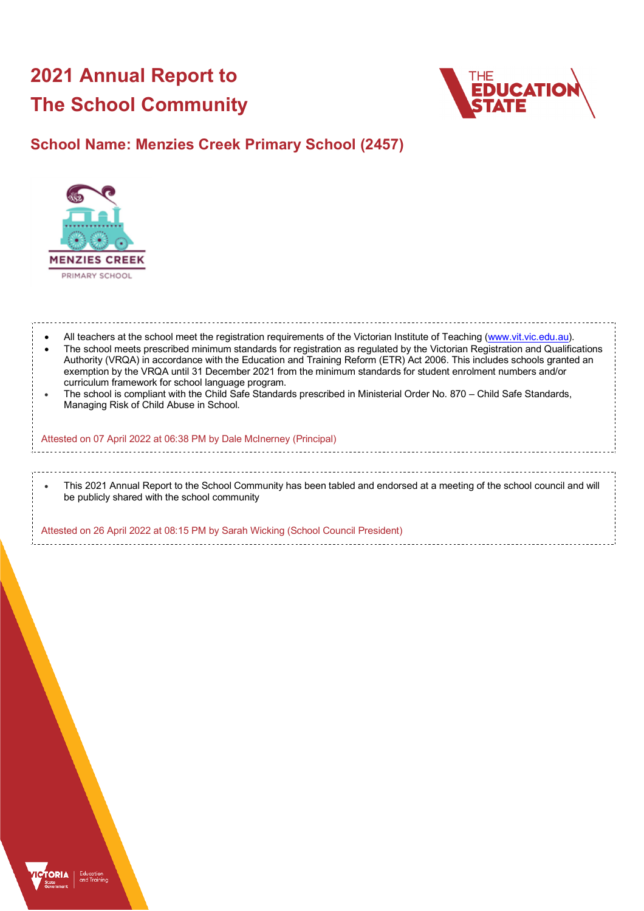# 2021 Annual Report to The School Community

## School Name: Menzies Creek Primary School (2457)

- All teachers at the school meet the registration requirements of the Victorian Institute of Teaching (www.vit.vic.edu.au).
- The school meets prescribed minimum standards for registration as regulated by the Victorian Registration and Qualifications Authority (VRQA) in accordance with the Education and Training Reform (ETR) Act 2006. This includes schools granted an exemption by the VRQA until 31 December 2021 from the minimum standards for student enrolment numbers and/or curriculum framework for school language program.
- The school is compliant with the Child Safe Standards prescribed in Ministerial Order No. 870 – Child Safe Standards, Managing Risk of Child Abuse in School.

Attested on 07 April 2022 at 06:38 PM by Dale McInerney (Principal)

- This 2021 Annual Report to the School Community has been tabled and endorsed at a meeting of the school council and will be publicly shared with the school community

Attested on 26 April 2022 at 08:15 PM by Sarah Wicking (School Council President)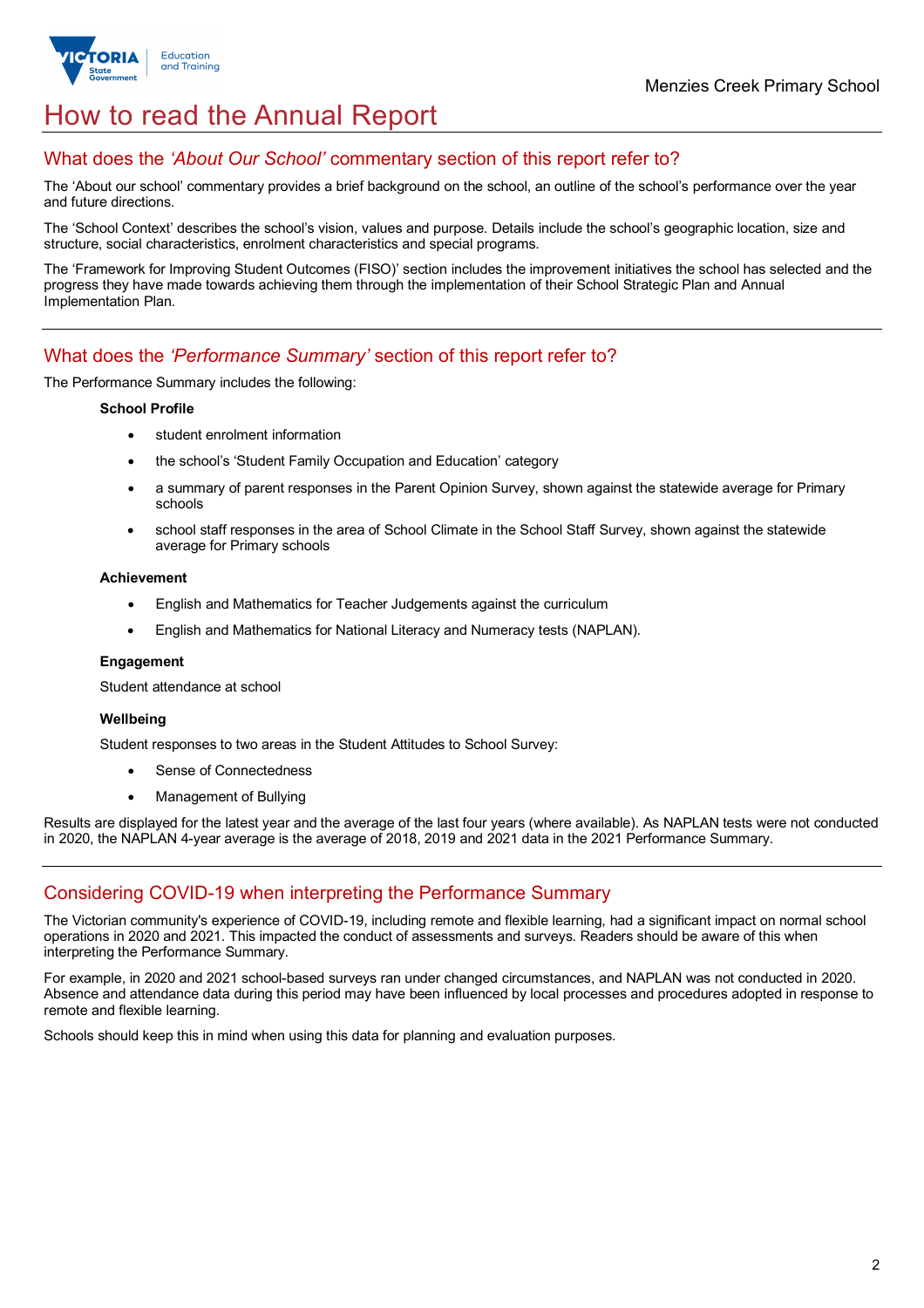# How to read the Annual Report

## What does the *'About Our School'* commentary section of this report refer to?

The 'About our school' commentary provides a brief background on the school, an outline of the school's performance over the year and future directions.

The 'School Context' describes the school's vision, values and purpose. Details include the school's geographic location, size and structure, social characteristics, enrolment characteristics and special programs.

The 'Framework for Improving Student Outcomes (FISO)' section includes the improvement initiatives the school has selected and the progress they have made towards achieving them through the implementation of their School Strategic Plan and Annual Implementation Plan.

## What does the *'Performance Summary'* section of this report refer to?

The Performance Summary includes the following:

**School Profile**

- student enrolment information
- the school's 'Student Family Occupation and Education' category
- a summary of parent responses in the Parent Opinion Survey, shown against the statewide average for Primary schools
- school staff responses in the area of School Climate in the School Staff Survey, shown against the statewide average for Primary schools

**Achievement**

- English and Mathematics for Teacher Judgements against the curriculum
- English and Mathematics for National Literacy and Numeracy tests (NAPLAN).

**Engagement**

Student attendance at school

**Wellbeing**

Student responses to two areas in the Student Attitudes to School Survey:

- Sense of Connectedness
- Management of Bullying

Results are displayed for the latest year and the average of the last four years (where available). As NAPLAN tests were not conducted in 2020, the NAPLAN 4-year average is the average of 2018, 2019 and 2021 data in the 2021 Performance Summary.

## Considering COVID-19 when interpreting the Performance Summary

The Victorian community's experience of COVID-19, including remote and flexible learning, had a significant impact on normal school operations in 2020 and 2021. This impacted the conduct of assessments and surveys. Readers should be aware of this when interpreting the Performance Summary.

For example, in 2020 and 2021 school-based surveys ran under changed circumstances, and NAPLAN was not conducted in 2020. Absence and attendance data during this period may have been influenced by local processes and procedures adopted in response to remote and flexible learning.

Schools should keep this in mind when using this data for planning and evaluation purposes.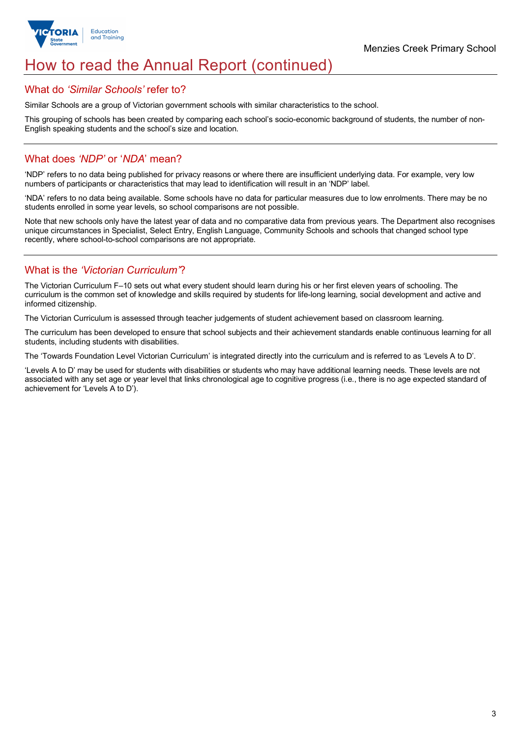# How to read the Annual Report (continued)

## What do *'Similar Schools'* refer to?

Similar Schools are a group of Victorian government schools with similar characteristics to the school.

This grouping of schools has been created by comparing each school's socio-economic background of students, the number of non-English speaking students and the school's size and location.

## What does *'NDP'* or '*NDA*' mean?

'NDP' refers to no data being published for privacy reasons or where there are insufficient underlying data. For example, very low numbers of participants or characteristics that may lead to identification will result in an 'NDP' label.

'NDA' refers to no data being available. Some schools have no data for particular measures due to low enrolments. There may be no students enrolled in some year levels, so school comparisons are not possible.

Note that new schools only have the latest year of data and no comparative data from previous years. The Department also recognises unique circumstances in Specialist, Select Entry, English Language, Community Schools and schools that changed school type recently, where school-to-school comparisons are not appropriate.

## What is the *'Victorian Curriculum'*?

The Victorian Curriculum F–10 sets out what every student should learn during his or her first eleven years of schooling. The curriculum is the common set of knowledge and skills required by students for life-long learning, social development and active and informed citizenship.

The Victorian Curriculum is assessed through teacher judgements of student achievement based on classroom learning.

The curriculum has been developed to ensure that school subjects and their achievement standards enable continuous learning for all students, including students with disabilities.

The 'Towards Foundation Level Victorian Curriculum' is integrated directly into the curriculum and is referred to as 'Levels A to D'.

'Levels A to D' may be used for students with disabilities or students who may have additional learning needs. These levels are not associated with any set age or year level that links chronological age to cognitive progress (i.e., there is no age expected standard of achievement for 'Levels A to D').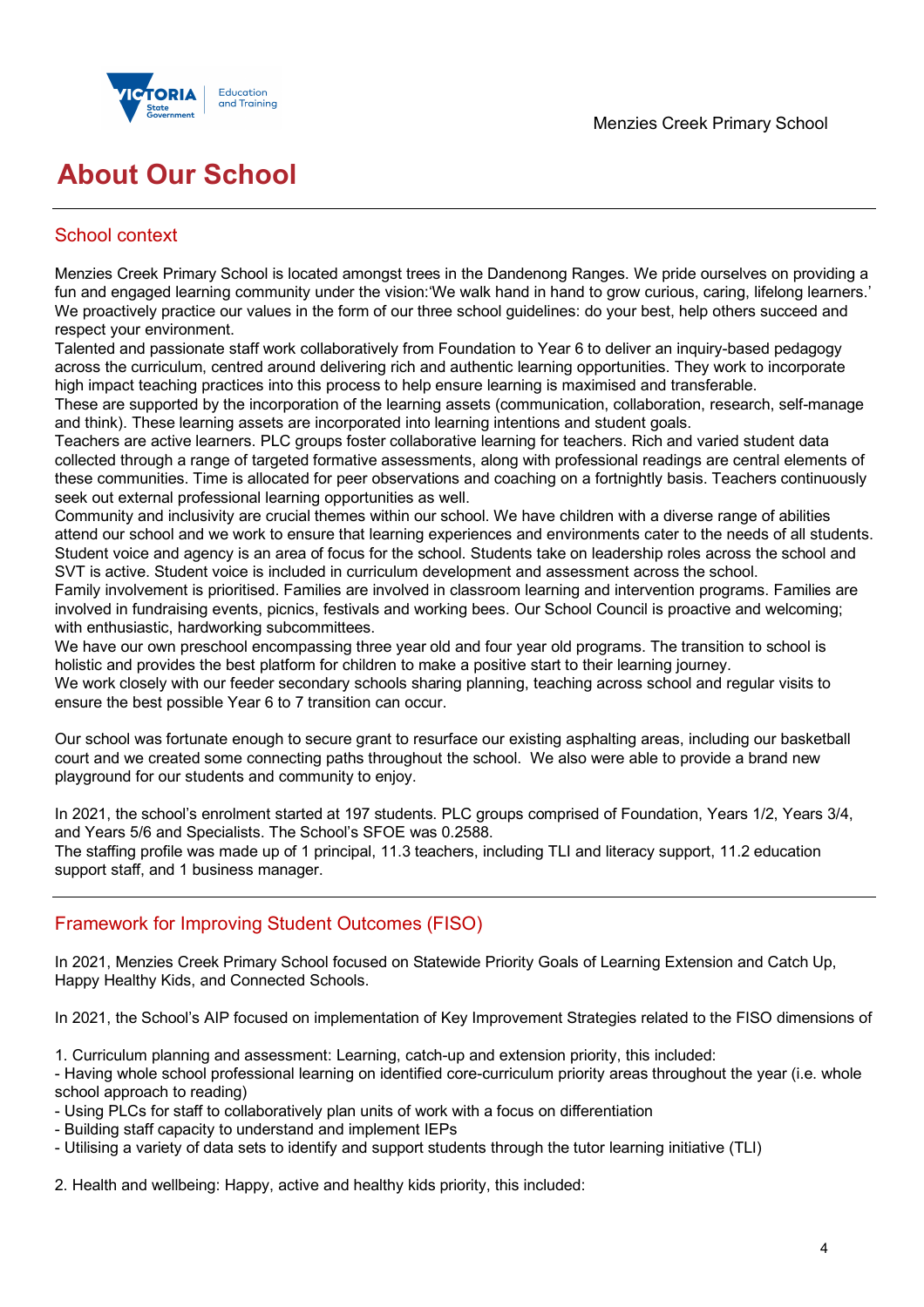# About Our School

## School context

Menzies Creek Primary School is located amongst trees in the Dandenong Ranges. We pride ourselves on providing a fun and engaged learning community under the vision:'We walk hand in hand to grow curious, caring, lifelong learners.' We proactively practice our values in the form of our three school guidelines: do your best, help others succeed and respect your environment.
Talented and passionate staff work collaboratively from Foundation to Year 6 to deliver an inquiry-based pedagogy across the curriculum, centred around delivering rich and authentic learning opportunities. They work to incorporate high impact teaching practices into this process to help ensure learning is maximised and transferable.
These are supported by the incorporation of the learning assets (communication, collaboration, research, self-manage and think). These learning assets are incorporated into learning intentions and student goals.
Teachers are active learners. PLC groups foster collaborative learning for teachers. Rich and varied student data collected through a range of targeted formative assessments, along with professional readings are central elements of these communities. Time is allocated for peer observations and coaching on a fortnightly basis. Teachers continuously seek out external professional learning opportunities as well.
Community and inclusivity are crucial themes within our school. We have children with a diverse range of abilities attend our school and we work to ensure that learning experiences and environments cater to the needs of all students. Student voice and agency is an area of focus for the school. Students take on leadership roles across the school and SVT is active. Student voice is included in curriculum development and assessment across the school.
Family involvement is prioritised. Families are involved in classroom learning and intervention programs. Families are involved in fundraising events, picnics, festivals and working bees. Our School Council is proactive and welcoming; with enthusiastic, hardworking subcommittees.
We have our own preschool encompassing three year old and four year old programs. The transition to school is holistic and provides the best platform for children to make a positive start to their learning journey.
We work closely with our feeder secondary schools sharing planning, teaching across school and regular visits to ensure the best possible Year 6 to 7 transition can occur.

Our school was fortunate enough to secure grant to resurface our existing asphalting areas, including our basketball court and we created some connecting paths throughout the school. We also were able to provide a brand new playground for our students and community to enjoy.

In 2021, the school's enrolment started at 197 students. PLC groups comprised of Foundation, Years 1/2, Years 3/4, and Years 5/6 and Specialists. The School's SFOE was 0.2588.
The staffing profile was made up of 1 principal, 11.3 teachers, including TLI and literacy support, 11.2 education support staff, and 1 business manager.

## Framework for Improving Student Outcomes (FISO)

In 2021, Menzies Creek Primary School focused on Statewide Priority Goals of Learning Extension and Catch Up, Happy Healthy Kids, and Connected Schools.

In 2021, the School's AIP focused on implementation of Key Improvement Strategies related to the FISO dimensions of

1. Curriculum planning and assessment: Learning, catch-up and extension priority, this included:
- Having whole school professional learning on identified core-curriculum priority areas throughout the year (i.e. whole school approach to reading)
- Using PLCs for staff to collaboratively plan units of work with a focus on differentiation
- Building staff capacity to understand and implement IEPs
- Utilising a variety of data sets to identify and support students through the tutor learning initiative (TLI)

2. Health and wellbeing: Happy, active and healthy kids priority, this included: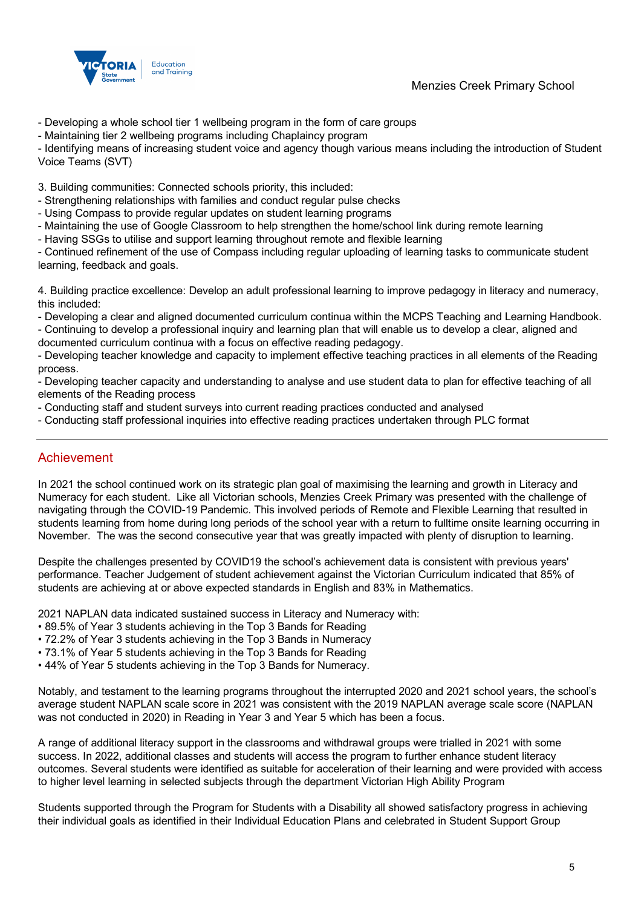- Developing a whole school tier 1 wellbeing program in the form of care groups
- Maintaining tier 2 wellbeing programs including Chaplaincy program
- Identifying means of increasing student voice and agency though various means including the introduction of Student Voice Teams (SVT)

3. Building communities: Connected schools priority, this included:
- Strengthening relationships with families and conduct regular pulse checks
- Using Compass to provide regular updates on student learning programs
- Maintaining the use of Google Classroom to help strengthen the home/school link during remote learning
- Having SSGs to utilise and support learning throughout remote and flexible learning
- Continued refinement of the use of Compass including regular uploading of learning tasks to communicate student learning, feedback and goals.

4. Building practice excellence: Develop an adult professional learning to improve pedagogy in literacy and numeracy, this included:
- Developing a clear and aligned documented curriculum continua within the MCPS Teaching and Learning Handbook.
- Continuing to develop a professional inquiry and learning plan that will enable us to develop a clear, aligned and documented curriculum continua with a focus on effective reading pedagogy.
- Developing teacher knowledge and capacity to implement effective teaching practices in all elements of the Reading process.
- Developing teacher capacity and understanding to analyse and use student data to plan for effective teaching of all elements of the Reading process
- Conducting staff and student surveys into current reading practices conducted and analysed
- Conducting staff professional inquiries into effective reading practices undertaken through PLC format

## Achievement

In 2021 the school continued work on its strategic plan goal of maximising the learning and growth in Literacy and Numeracy for each student. Like all Victorian schools, Menzies Creek Primary was presented with the challenge of navigating through the COVID-19 Pandemic. This involved periods of Remote and Flexible Learning that resulted in students learning from home during long periods of the school year with a return to fulltime onsite learning occurring in November. The was the second consecutive year that was greatly impacted with plenty of disruption to learning.

Despite the challenges presented by COVID19 the school's achievement data is consistent with previous years' performance. Teacher Judgement of student achievement against the Victorian Curriculum indicated that 85% of students are achieving at or above expected standards in English and 83% in Mathematics.

2021 NAPLAN data indicated sustained success in Literacy and Numeracy with:
- 89.5% of Year 3 students achieving in the Top 3 Bands for Reading
- 72.2% of Year 3 students achieving in the Top 3 Bands in Numeracy
- 73.1% of Year 5 students achieving in the Top 3 Bands for Reading
- 44% of Year 5 students achieving in the Top 3 Bands for Numeracy.

Notably, and testament to the learning programs throughout the interrupted 2020 and 2021 school years, the school's average student NAPLAN scale score in 2021 was consistent with the 2019 NAPLAN average scale score (NAPLAN was not conducted in 2020) in Reading in Year 3 and Year 5 which has been a focus.

A range of additional literacy support in the classrooms and withdrawal groups were trialled in 2021 with some success. In 2022, additional classes and students will access the program to further enhance student literacy outcomes. Several students were identified as suitable for acceleration of their learning and were provided with access to higher level learning in selected subjects through the department Victorian High Ability Program

Students supported through the Program for Students with a Disability all showed satisfactory progress in achieving their individual goals as identified in their Individual Education Plans and celebrated in Student Support Group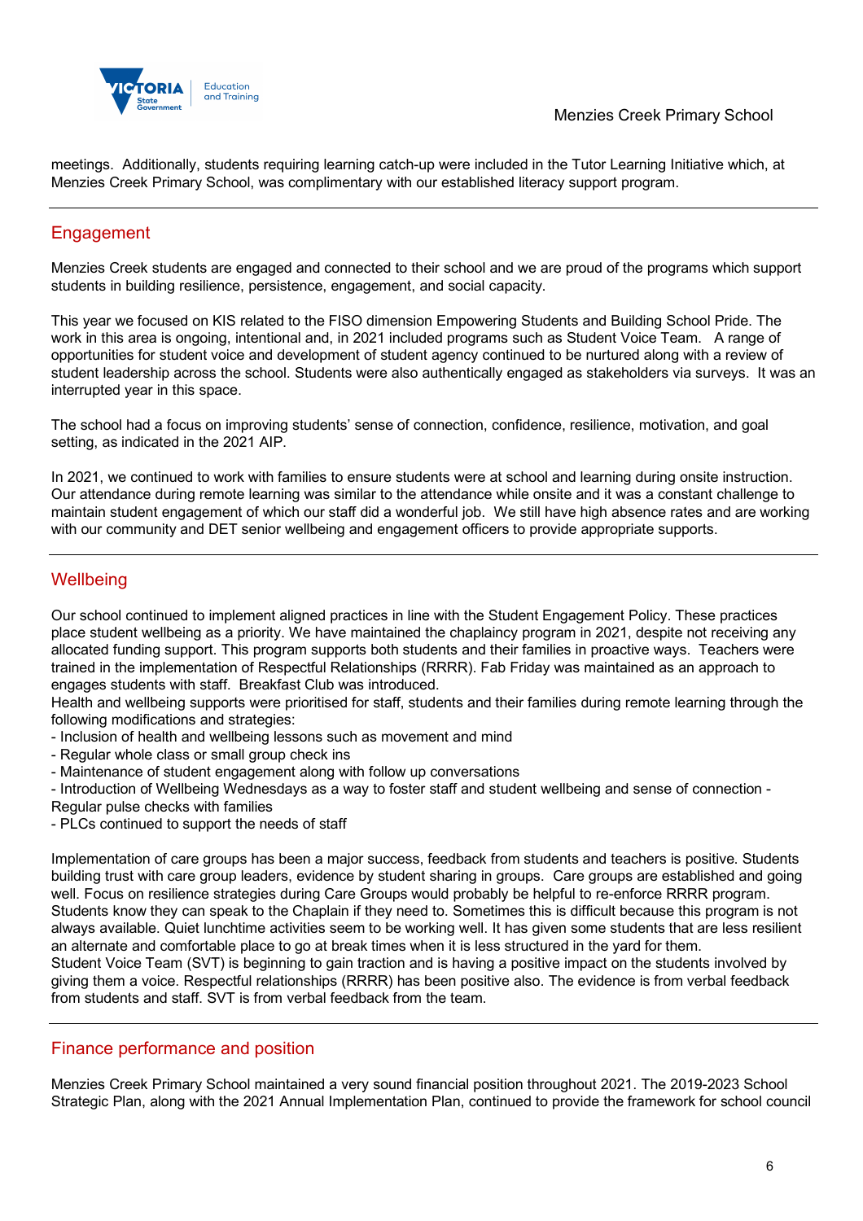meetings. Additionally, students requiring learning catch-up were included in the Tutor Learning Initiative which, at Menzies Creek Primary School, was complimentary with our established literacy support program.

## Engagement

Menzies Creek students are engaged and connected to their school and we are proud of the programs which support students in building resilience, persistence, engagement, and social capacity.

This year we focused on KIS related to the FISO dimension Empowering Students and Building School Pride. The work in this area is ongoing, intentional and, in 2021 included programs such as Student Voice Team. A range of opportunities for student voice and development of student agency continued to be nurtured along with a review of student leadership across the school. Students were also authentically engaged as stakeholders via surveys. It was an interrupted year in this space.

The school had a focus on improving students' sense of connection, confidence, resilience, motivation, and goal setting, as indicated in the 2021 AIP.

In 2021, we continued to work with families to ensure students were at school and learning during onsite instruction. Our attendance during remote learning was similar to the attendance while onsite and it was a constant challenge to maintain student engagement of which our staff did a wonderful job. We still have high absence rates and are working with our community and DET senior wellbeing and engagement officers to provide appropriate supports.

## Wellbeing

Our school continued to implement aligned practices in line with the Student Engagement Policy. These practices place student wellbeing as a priority. We have maintained the chaplaincy program in 2021, despite not receiving any allocated funding support. This program supports both students and their families in proactive ways. Teachers were trained in the implementation of Respectful Relationships (RRRR). Fab Friday was maintained as an approach to engages students with staff. Breakfast Club was introduced.
Health and wellbeing supports were prioritised for staff, students and their families during remote learning through the following modifications and strategies:

- Inclusion of health and wellbeing lessons such as movement and mind
- Regular whole class or small group check ins
- Maintenance of student engagement along with follow up conversations
- Introduction of Wellbeing Wednesdays as a way to foster staff and student wellbeing and sense of connection - Regular pulse checks with families
- PLCs continued to support the needs of staff

Implementation of care groups has been a major success, feedback from students and teachers is positive. Students building trust with care group leaders, evidence by student sharing in groups. Care groups are established and going well. Focus on resilience strategies during Care Groups would probably be helpful to re-enforce RRRR program. Students know they can speak to the Chaplain if they need to. Sometimes this is difficult because this program is not always available. Quiet lunchtime activities seem to be working well. It has given some students that are less resilient an alternate and comfortable place to go at break times when it is less structured in the yard for them.
Student Voice Team (SVT) is beginning to gain traction and is having a positive impact on the students involved by giving them a voice. Respectful relationships (RRRR) has been positive also. The evidence is from verbal feedback from students and staff. SVT is from verbal feedback from the team.

## Finance performance and position

Menzies Creek Primary School maintained a very sound financial position throughout 2021. The 2019-2023 School Strategic Plan, along with the 2021 Annual Implementation Plan, continued to provide the framework for school council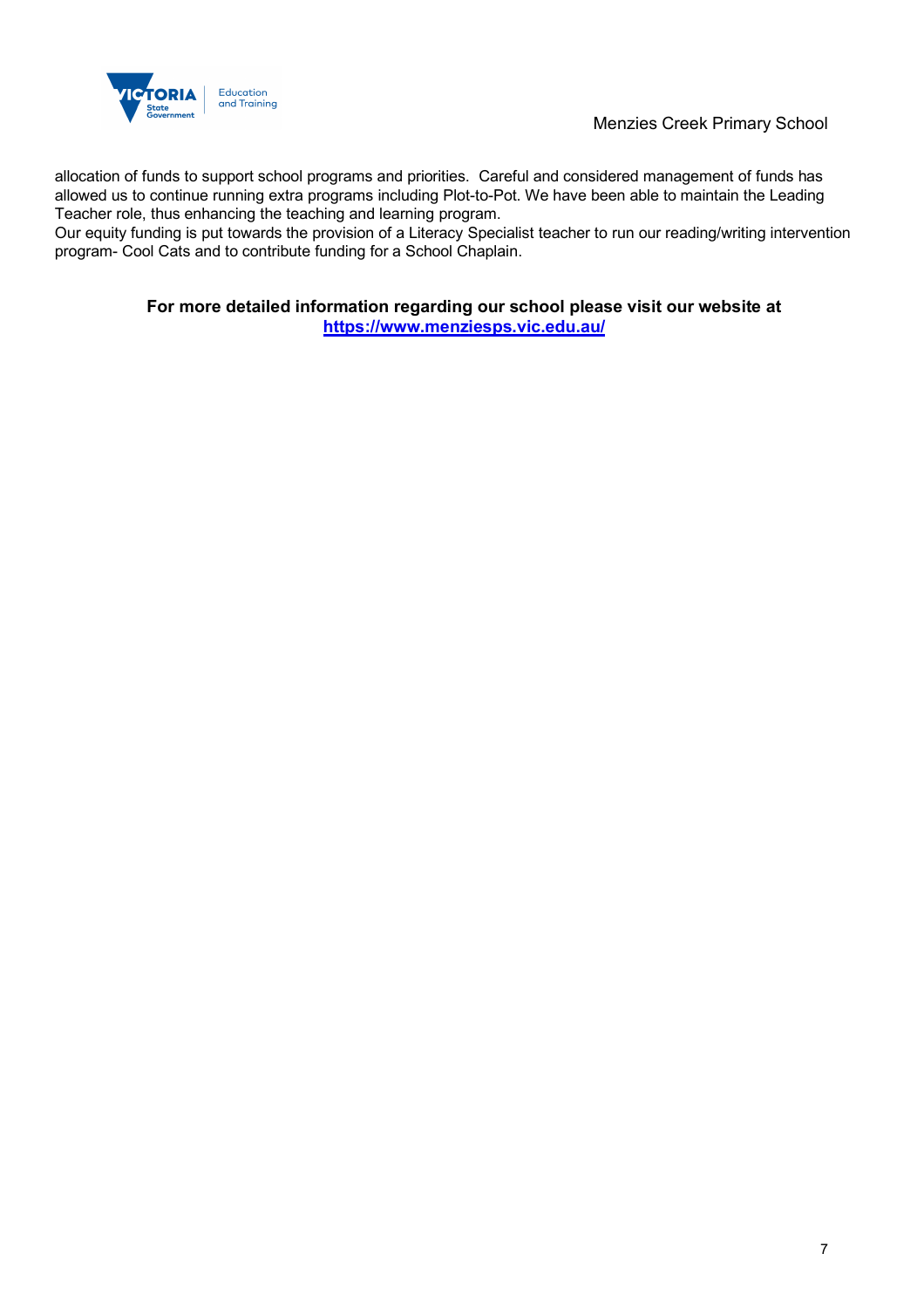allocation of funds to support school programs and priorities. Careful and considered management of funds has allowed us to continue running extra programs including Plot-to-Pot. We have been able to maintain the Leading Teacher role, thus enhancing the teaching and learning program.
Our equity funding is put towards the provision of a Literacy Specialist teacher to run our reading/writing intervention program- Cool Cats and to contribute funding for a School Chaplain.

**For more detailed information regarding our school please visit our website at [https://www.menziesps.vic.edu.au/](https://www.menziesps.vic.edu.au/)**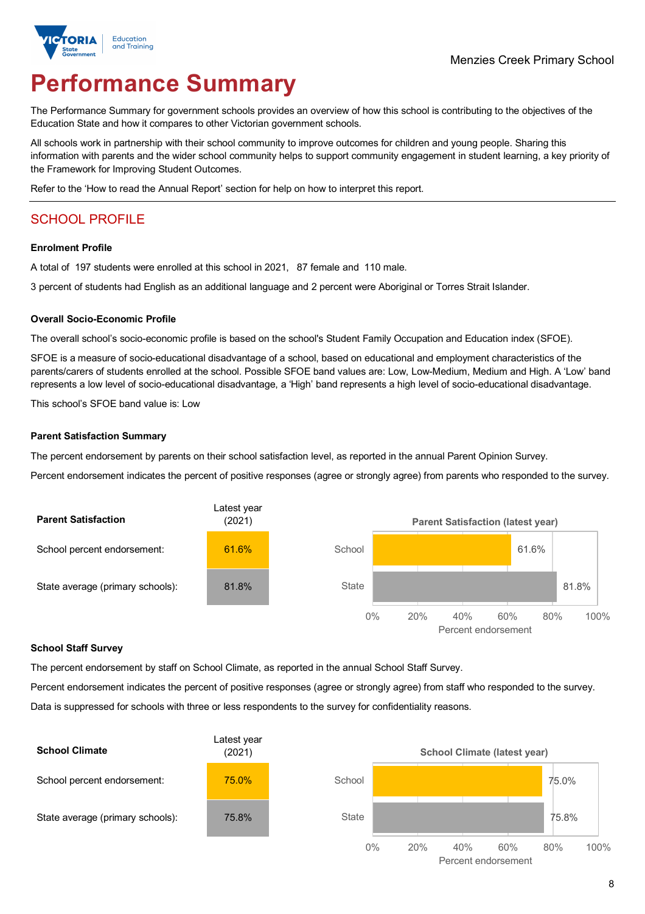Menzies Creek Primary School

# Performance Summary

The Performance Summary for government schools provides an overview of how this school is contributing to the objectives of the Education State and how it compares to other Victorian government schools.

All schools work in partnership with their school community to improve outcomes for children and young people. Sharing this information with parents and the wider school community helps to support community engagement in student learning, a key priority of the Framework for Improving Student Outcomes.

Refer to the 'How to read the Annual Report' section for help on how to interpret this report.

## SCHOOL PROFILE

### Enrolment Profile

A total of 197 students were enrolled at this school in 2021, 87 female and 110 male.

3 percent of students had English as an additional language and 2 percent were Aboriginal or Torres Strait Islander.

### Overall Socio-Economic Profile

The overall school's socio-economic profile is based on the school's Student Family Occupation and Education index (SFOE).

SFOE is a measure of socio-educational disadvantage of a school, based on educational and employment characteristics of the parents/carers of students enrolled at the school. Possible SFOE band values are: Low, Low-Medium, Medium and High. A 'Low' band represents a low level of socio-educational disadvantage, a 'High' band represents a high level of socio-educational disadvantage.

This school's SFOE band value is: Low

### Parent Satisfaction Summary

The percent endorsement by parents on their school satisfaction level, as reported in the annual Parent Opinion Survey.

Percent endorsement indicates the percent of positive responses (agree or strongly agree) from parents who responded to the survey.

| Parent Satisfaction | Latest year (2021) |
|---|---|
| School percent endorsement: | 61.6% |
| State average (primary schools): | 81.8% |

Parent Satisfaction (latest year)

| | Percent endorsement |
|---|---|
| School | 61.6% |
| State | 81.8% |

### School Staff Survey

The percent endorsement by staff on School Climate, as reported in the annual School Staff Survey.

Percent endorsement indicates the percent of positive responses (agree or strongly agree) from staff who responded to the survey.

Data is suppressed for schools with three or less respondents to the survey for confidentiality reasons.

| School Climate | Latest year (2021) |
|---|---|
| School percent endorsement: | 75.0% |
| State average (primary schools): | 75.8% |

School Climate (latest year)

| | Percent endorsement |
|---|---|
| School | 75.0% |
| State | 75.8% |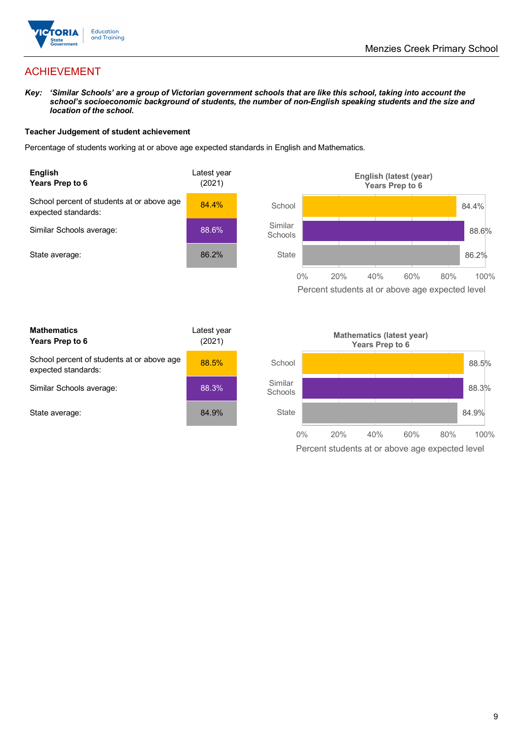# ACHIEVEMENT

***Key:*** ***'Similar Schools' are a group of Victorian government schools that are like this school, taking into account the school's socioeconomic background of students, the number of non-English speaking students and the size and location of the school.***

**Teacher Judgement of student achievement**

Percentage of students working at or above age expected standards in English and Mathematics.

| **English** **Years Prep to 6** | Latest year (2021) |
|---|---|
| School percent of students at or above age expected standards: | 84.4% |
| Similar Schools average: | 88.6% |
| State average: | 86.2% |

**English (latest (year) Years Prep to 6**

| | Percent students at or above age expected level |
|---|---|
| School | 84.4% |
| Similar Schools | 88.6% |
| State | 86.2% |

| **Mathematics** **Years Prep to 6** | Latest year (2021) |
|---|---|
| School percent of students at or above age expected standards: | 88.5% |
| Similar Schools average: | 88.3% |
| State average: | 84.9% |

**Mathematics (latest year) Years Prep to 6**

| | Percent students at or above age expected level |
|---|---|
| School | 88.5% |
| Similar Schools | 88.3% |
| State | 84.9% |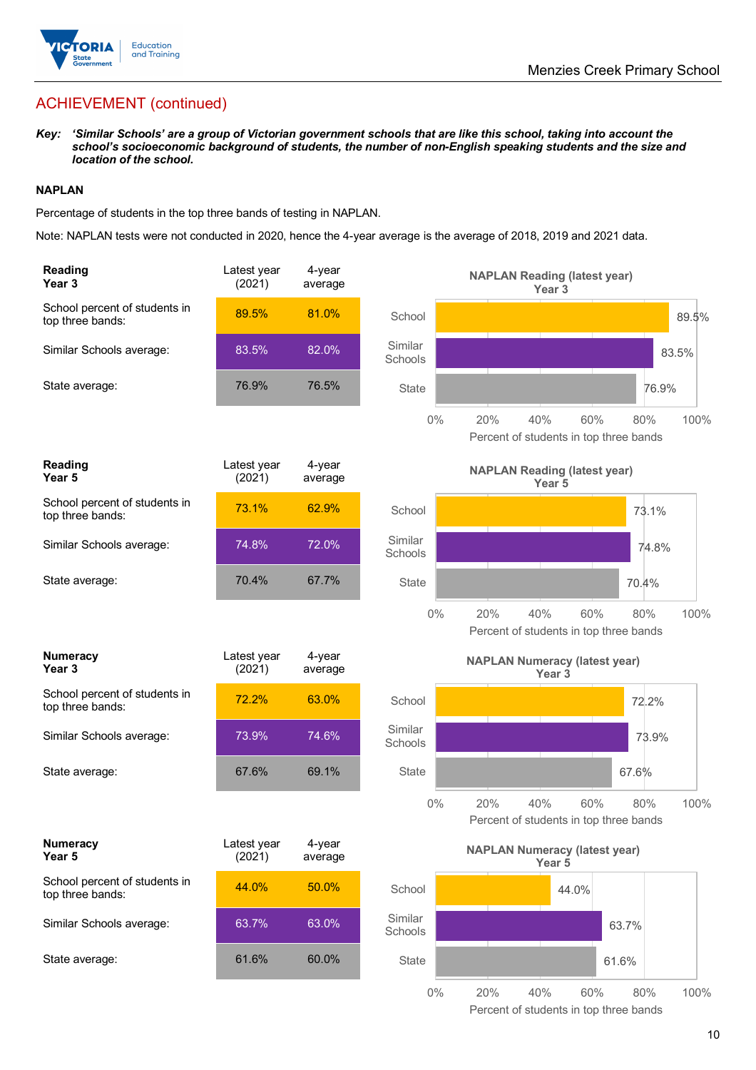## ACHIEVEMENT (continued)

***Key:*** ***'Similar Schools' are a group of Victorian government schools that are like this school, taking into account the school's socioeconomic background of students, the number of non-English speaking students and the size and location of the school.***

### NAPLAN

Percentage of students in the top three bands of testing in NAPLAN.

Note: NAPLAN tests were not conducted in 2020, hence the 4-year average is the average of 2018, 2019 and 2021 data.

| **Reading Year 3** | Latest year (2021) | 4-year average |
|---|---|---|
| School percent of students in top three bands: | 89.5% | 81.0% |
| Similar Schools average: | 83.5% | 82.0% |
| State average: | 76.9% | 76.5% |

**NAPLAN Reading (latest year) Year 3**

| | Percent of students in top three bands |
|---|---|
| School | 89.5% |
| Similar Schools | 83.5% |
| State | 76.9% |

| **Reading Year 5** | Latest year (2021) | 4-year average |
|---|---|---|
| School percent of students in top three bands: | 73.1% | 62.9% |
| Similar Schools average: | 74.8% | 72.0% |
| State average: | 70.4% | 67.7% |

**NAPLAN Reading (latest year) Year 5**

| | Percent of students in top three bands |
|---|---|
| School | 73.1% |
| Similar Schools | 74.8% |
| State | 70.4% |

| **Numeracy Year 3** | Latest year (2021) | 4-year average |
|---|---|---|
| School percent of students in top three bands: | 72.2% | 63.0% |
| Similar Schools average: | 73.9% | 74.6% |
| State average: | 67.6% | 69.1% |

**NAPLAN Numeracy (latest year) Year 3**

| | Percent of students in top three bands |
|---|---|
| School | 72.2% |
| Similar Schools | 73.9% |
| State | 67.6% |

| **Numeracy Year 5** | Latest year (2021) | 4-year average |
|---|---|---|
| School percent of students in top three bands: | 44.0% | 50.0% |
| Similar Schools average: | 63.7% | 63.0% |
| State average: | 61.6% | 60.0% |

**NAPLAN Numeracy (latest year) Year 5**

| | Percent of students in top three bands |
|---|---|
| School | 44.0% |
| Similar Schools | 63.7% |
| State | 61.6% |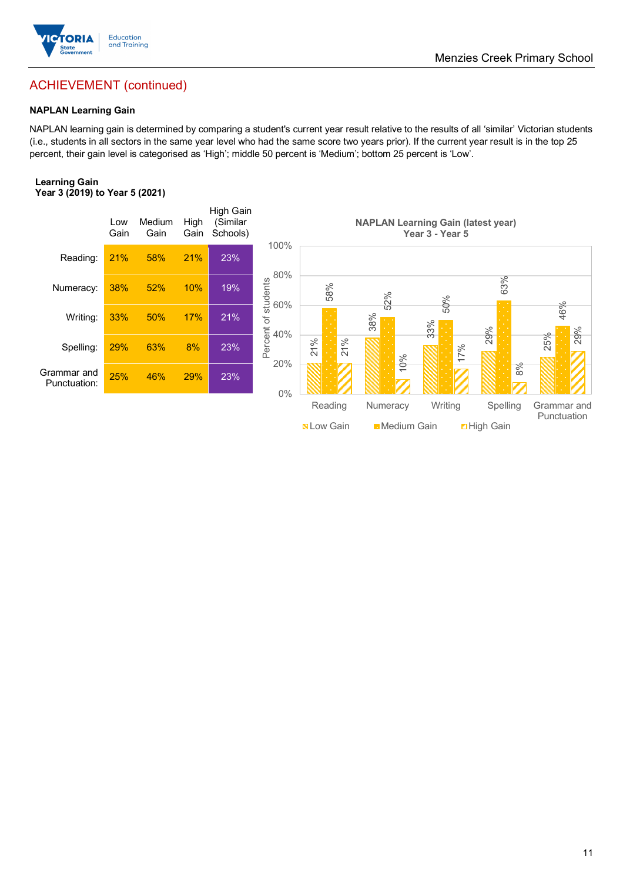## ACHIEVEMENT (continued)

### NAPLAN Learning Gain

NAPLAN learning gain is determined by comparing a student's current year result relative to the results of all 'similar' Victorian students (i.e., students in all sectors in the same year level who had the same score two years prior). If the current year result is in the top 25 percent, their gain level is categorised as 'High'; middle 50 percent is 'Medium'; bottom 25 percent is 'Low'.

**Learning Gain**
**Year 3 (2019) to Year 5 (2021)**

| | Low Gain | Medium Gain | High Gain | High Gain (Similar Schools) |
|---|---|---|---|---|
| Reading: | 21% | 58% | 21% | 23% |
| Numeracy: | 38% | 52% | 10% | 19% |
| Writing: | 33% | 50% | 17% | 21% |
| Spelling: | 29% | 63% | 8% | 23% |
| Grammar and Punctuation: | 25% | 46% | 29% | 23% |

**NAPLAN Learning Gain (latest year)**
**Year 3 - Year 5**

| | Low Gain | Medium Gain | High Gain |
|---|---|---|---|
| Reading | 21% | 58% | 21% |
| Numeracy | 38% | 52% | 10% |
| Writing | 33% | 50% | 17% |
| Spelling | 29% | 63% | 8% |
| Grammar and Punctuation | 25% | 46% | 29% |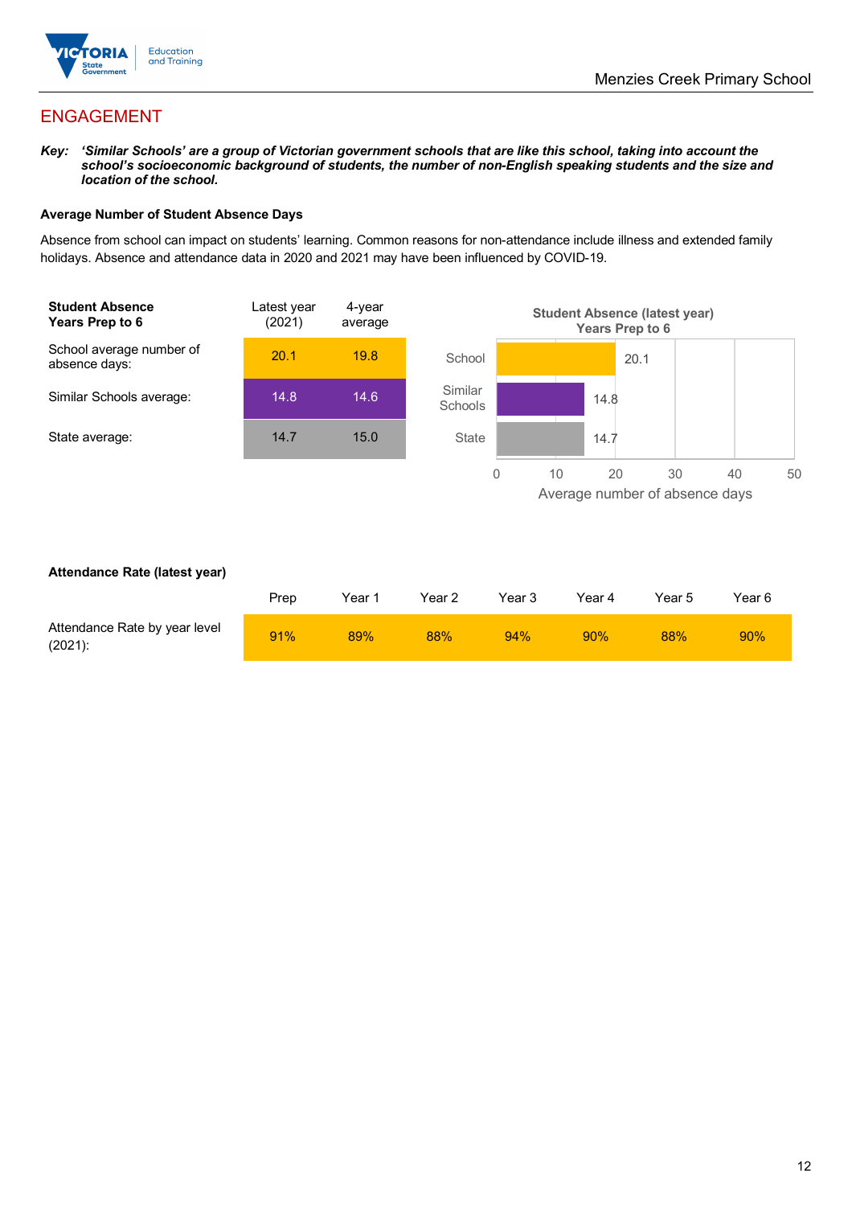## ENGAGEMENT

***Key:*** ***'Similar Schools' are a group of Victorian government schools that are like this school, taking into account the school's socioeconomic background of students, the number of non-English speaking students and the size and location of the school.***

**Average Number of Student Absence Days**

Absence from school can impact on students' learning. Common reasons for non-attendance include illness and extended family holidays. Absence and attendance data in 2020 and 2021 may have been influenced by COVID-19.

| **Student Absence Years Prep to 6** | Latest year (2021) | 4-year average |
|---|---|---|
| School average number of absence days: | 20.1 | 19.8 |
| Similar Schools average: | 14.8 | 14.6 |
| State average: | 14.7 | 15.0 |

**Student Absence (latest year) Years Prep to 6**

| | Average number of absence days |
|---|---|
| School | 20.1 |
| Similar Schools | 14.8 |
| State | 14.7 |

**Attendance Rate (latest year)**

| | Prep | Year 1 | Year 2 | Year 3 | Year 4 | Year 5 | Year 6 |
|---|---|---|---|---|---|---|---|
| Attendance Rate by year level (2021): | 91% | 89% | 88% | 94% | 90% | 88% | 90% |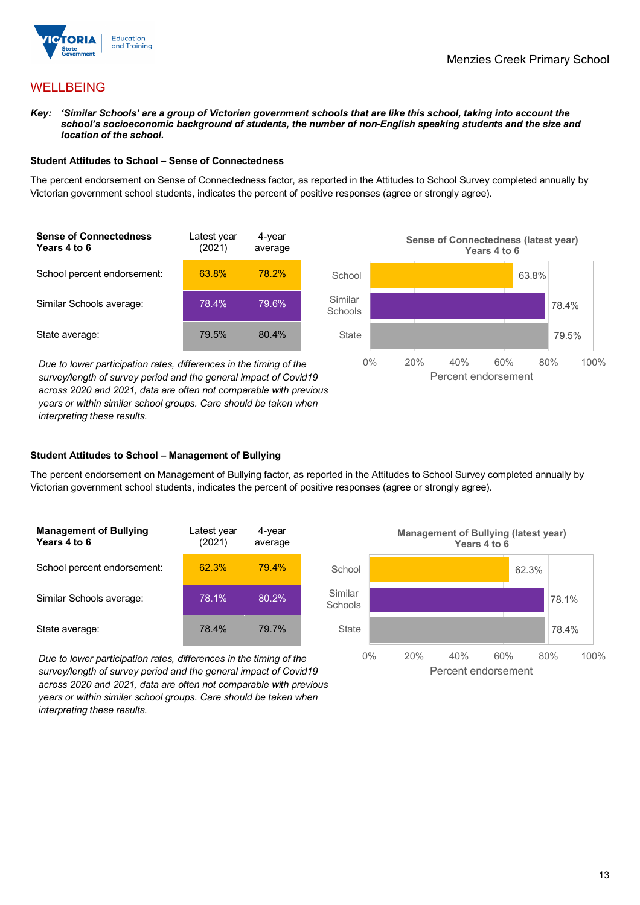## WELLBEING

***Key:*** ***'Similar Schools' are a group of Victorian government schools that are like this school, taking into account the school's socioeconomic background of students, the number of non-English speaking students and the size and location of the school.***

### Student Attitudes to School – Sense of Connectedness

The percent endorsement on Sense of Connectedness factor, as reported in the Attitudes to School Survey completed annually by Victorian government school students, indicates the percent of positive responses (agree or strongly agree).

| **Sense of Connectedness Years 4 to 6** | Latest year (2021) | 4-year average |
|---|---|---|
| School percent endorsement: | 63.8% | 78.2% |
| Similar Schools average: | 78.4% | 79.6% |
| State average: | 79.5% | 80.4% |

*Due to lower participation rates, differences in the timing of the survey/length of survey period and the general impact of Covid19 across 2020 and 2021, data are often not comparable with previous years or within similar school groups. Care should be taken when interpreting these results.*

**Sense of Connectedness (latest year) Years 4 to 6**

| | Percent endorsement |
|---|---|
| School | 63.8% |
| Similar Schools | 78.4% |
| State | 79.5% |

### Student Attitudes to School – Management of Bullying

The percent endorsement on Management of Bullying factor, as reported in the Attitudes to School Survey completed annually by Victorian government school students, indicates the percent of positive responses (agree or strongly agree).

| **Management of Bullying Years 4 to 6** | Latest year (2021) | 4-year average |
|---|---|---|
| School percent endorsement: | 62.3% | 79.4% |
| Similar Schools average: | 78.1% | 80.2% |
| State average: | 78.4% | 79.7% |

*Due to lower participation rates, differences in the timing of the survey/length of survey period and the general impact of Covid19 across 2020 and 2021, data are often not comparable with previous years or within similar school groups. Care should be taken when interpreting these results.*

**Management of Bullying (latest year) Years 4 to 6**

| | Percent endorsement |
|---|---|
| School | 62.3% |
| Similar Schools | 78.1% |
| State | 78.4% |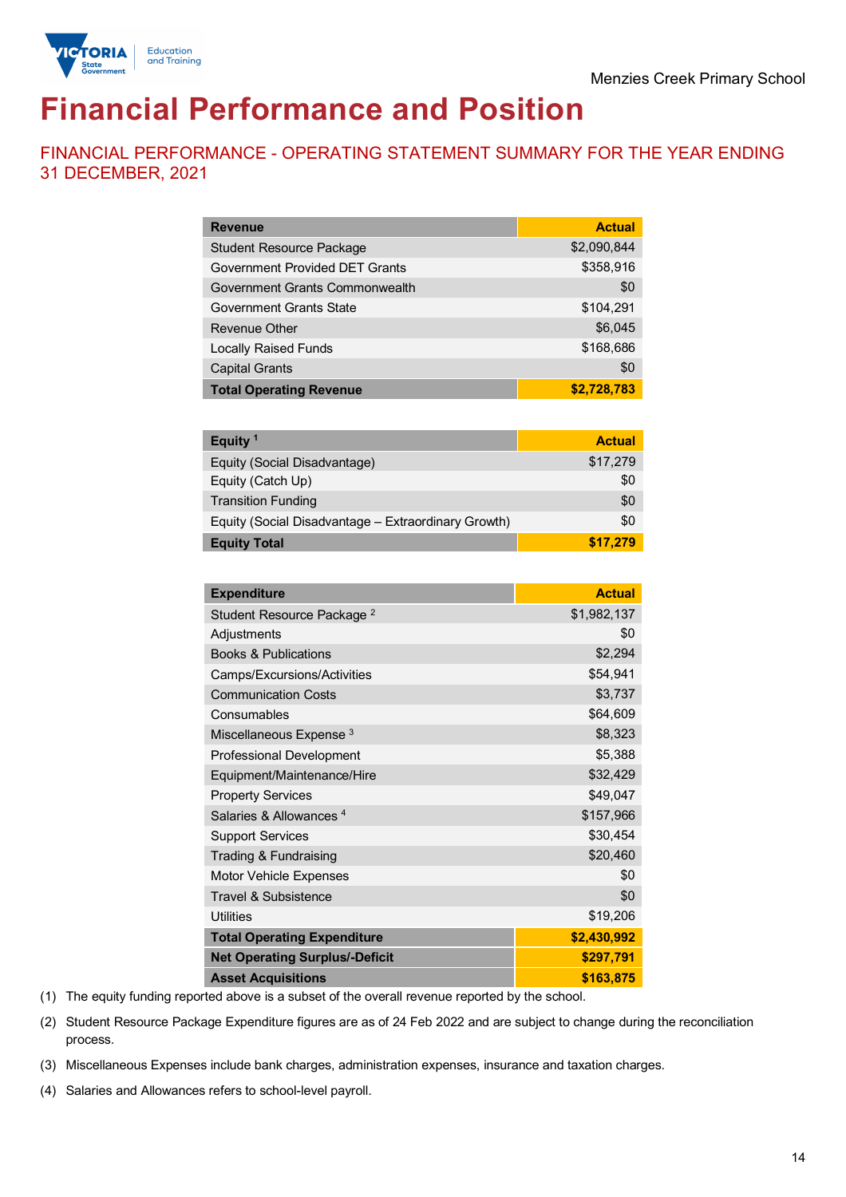Menzies Creek Primary School

# Financial Performance and Position

## FINANCIAL PERFORMANCE - OPERATING STATEMENT SUMMARY FOR THE YEAR ENDING 31 DECEMBER, 2021

| Revenue | Actual |
|---|---|
| Student Resource Package | $2,090,844 |
| Government Provided DET Grants | $358,916 |
| Government Grants Commonwealth | $0 |
| Government Grants State | $104,291 |
| Revenue Other | $6,045 |
| Locally Raised Funds | $168,686 |
| Capital Grants | $0 |
| **Total Operating Revenue** | **$2,728,783** |

| Equity [1] | Actual |
|---|---|
| Equity (Social Disadvantage) | $17,279 |
| Equity (Catch Up) | $0 |
| Transition Funding | $0 |
| Equity (Social Disadvantage – Extraordinary Growth) | $0 |
| **Equity Total** | **$17,279** |

| Expenditure | Actual |
|---|---|
| Student Resource Package [2] | $1,982,137 |
| Adjustments | $0 |
| Books & Publications | $2,294 |
| Camps/Excursions/Activities | $54,941 |
| Communication Costs | $3,737 |
| Consumables | $64,609 |
| Miscellaneous Expense [3] | $8,323 |
| Professional Development | $5,388 |
| Equipment/Maintenance/Hire | $32,429 |
| Property Services | $49,047 |
| Salaries & Allowances [4] | $157,966 |
| Support Services | $30,454 |
| Trading & Fundraising | $20,460 |
| Motor Vehicle Expenses | $0 |
| Travel & Subsistence | $0 |
| Utilities | $19,206 |
| **Total Operating Expenditure** | **$2,430,992** |
| **Net Operating Surplus/-Deficit** | **$297,791** |
| **Asset Acquisitions** | **$163,875** |

(1) The equity funding reported above is a subset of the overall revenue reported by the school.

(2) Student Resource Package Expenditure figures are as of 24 Feb 2022 and are subject to change during the reconciliation process.

(3) Miscellaneous Expenses include bank charges, administration expenses, insurance and taxation charges.

(4) Salaries and Allowances refers to school-level payroll.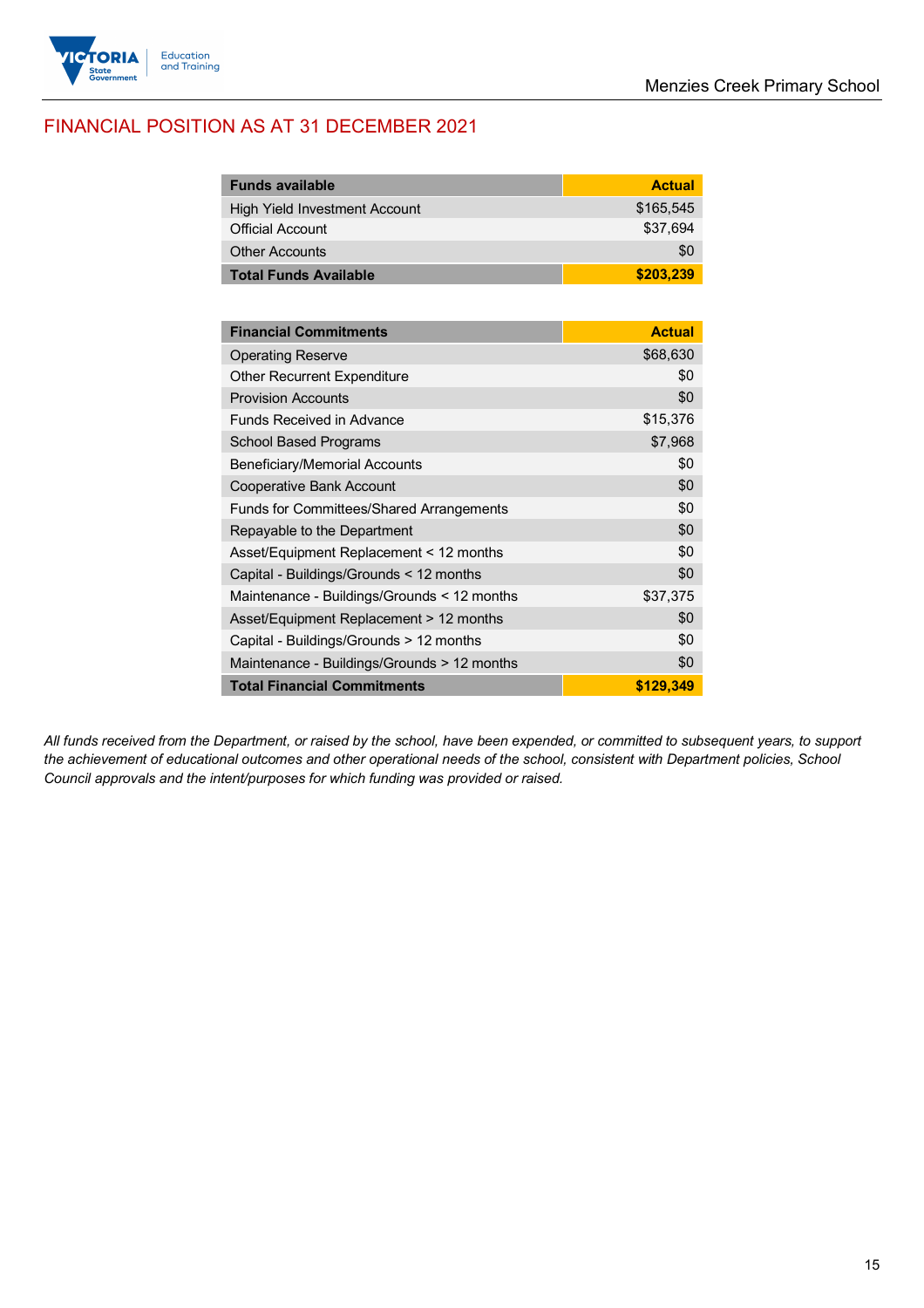# FINANCIAL POSITION AS AT 31 DECEMBER 2021

| Funds available | Actual |
|---|---|
| High Yield Investment Account | $165,545 |
| Official Account | $37,694 |
| Other Accounts | $0 |
| **Total Funds Available** | **$203,239** |

| Financial Commitments | Actual |
|---|---|
| Operating Reserve | $68,630 |
| Other Recurrent Expenditure | $0 |
| Provision Accounts | $0 |
| Funds Received in Advance | $15,376 |
| School Based Programs | $7,968 |
| Beneficiary/Memorial Accounts | $0 |
| Cooperative Bank Account | $0 |
| Funds for Committees/Shared Arrangements | $0 |
| Repayable to the Department | $0 |
| Asset/Equipment Replacement < 12 months | $0 |
| Capital - Buildings/Grounds < 12 months | $0 |
| Maintenance - Buildings/Grounds < 12 months | $37,375 |
| Asset/Equipment Replacement > 12 months | $0 |
| Capital - Buildings/Grounds > 12 months | $0 |
| Maintenance - Buildings/Grounds > 12 months | $0 |
| **Total Financial Commitments** | **$129,349** |

*All funds received from the Department, or raised by the school, have been expended, or committed to subsequent years, to support the achievement of educational outcomes and other operational needs of the school, consistent with Department policies, School Council approvals and the intent/purposes for which funding was provided or raised.*